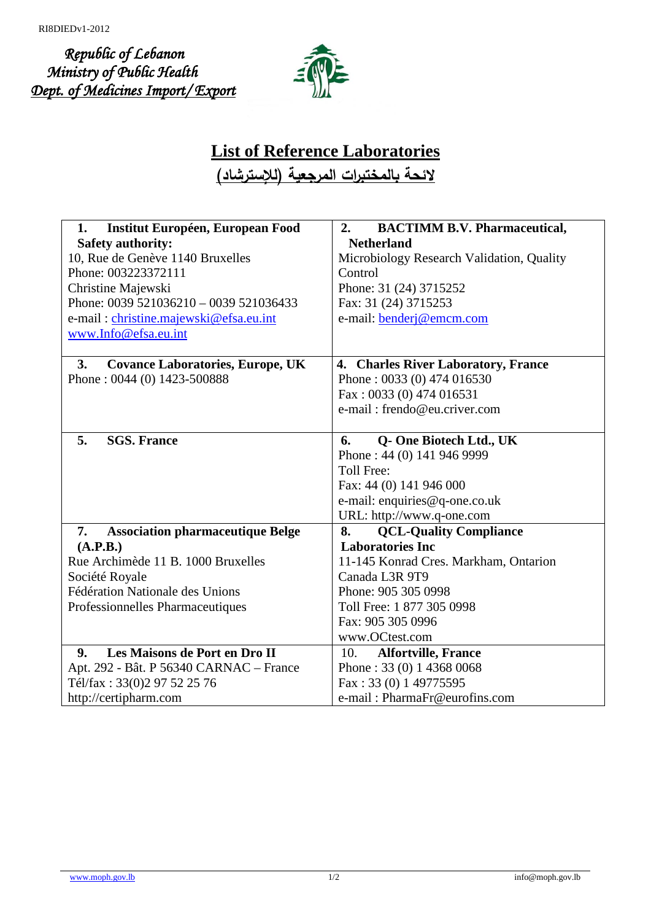RI8DIEDv1-2012

*Republic of Lebanon*
*Ministry of Public Health*
*Dept. of Medicines Import/Export*

# List of Reference Laboratories

## لائحة بالمختبرات المرجعية (للإسترشاد)

| | |
|---|---|
| **1. Institut Européen, European Food Safety authority:**<br>10, Rue de Genève 1140 Bruxelles<br>Phone: 003223372111<br>Christine Majewski<br>Phone: 0039 521036210 – 0039 521036433<br>e-mail : christine.majewski@efsa.eu.int<br>www.Info@efsa.eu.int | **2. BACTIMM B.V. Pharmaceutical, Netherland**<br>Microbiology Research Validation, Quality Control<br>Phone: 31 (24) 3715252<br>Fax: 31 (24) 3715253<br>e-mail: benderj@emcm.com |
| **3. Covance Laboratories, Europe, UK**<br>Phone : 0044 (0) 1423-500888 | **4. Charles River Laboratory, France**<br>Phone : 0033 (0) 474 016530<br>Fax : 0033 (0) 474 016531<br>e-mail : frendo@eu.criver.com |
| **5. SGS. France** | **6. Q- One Biotech Ltd., UK**<br>Phone : 44 (0) 141 946 9999<br>Toll Free:<br>Fax: 44 (0) 141 946 000<br>e-mail: enquiries@q-one.co.uk<br>URL: http://www.q-one.com |
| **7. Association pharmaceutique Belge (A.P.B.)**<br>Rue Archimède 11 B. 1000 Bruxelles<br>Société Royale<br>Fédération Nationale des Unions Professionnelles Pharmaceutiques | **8. QCL-Quality Compliance Laboratories Inc**<br>11-145 Konrad Cres. Markham, Ontarion Canada L3R 9T9<br>Phone: 905 305 0998<br>Toll Free: 1 877 305 0998<br>Fax: 905 305 0996<br>www.OCtest.com |
| **9. Les Maisons de Port en Dro II**<br>Apt. 292 - Bât. P 56340 CARNAC – France<br>Tél/fax : 33(0)2 97 52 25 76<br>http://certipharm.com | 10. **Alfortville, France**<br>Phone : 33 (0) 1 4368 0068<br>Fax : 33 (0) 1 49775595<br>e-mail : PharmaFr@eurofins.com |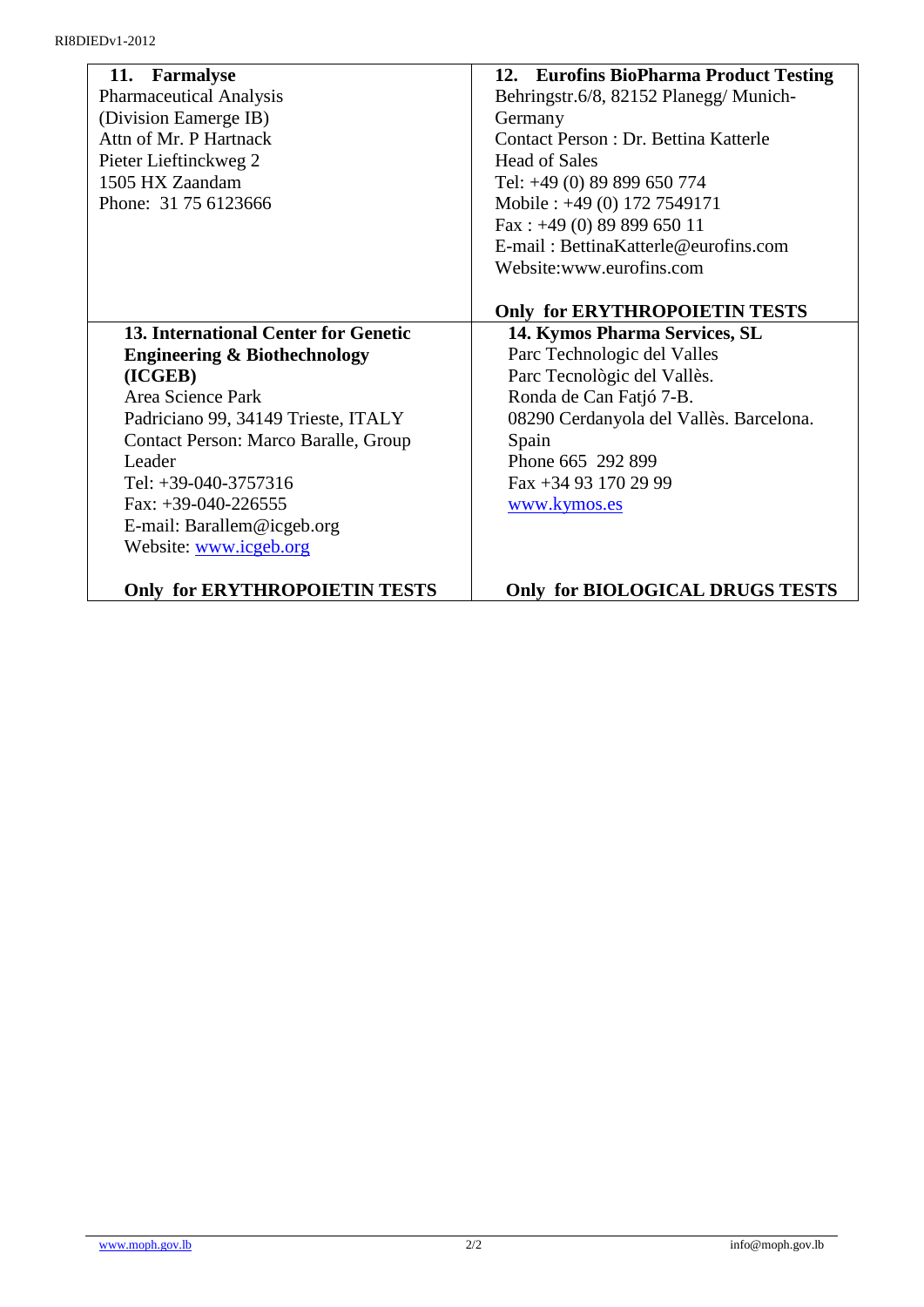| | |
|---|---|
| **11. Farmalyse**<br>Pharmaceutical Analysis<br>(Division Eamerge IB)<br>Attn of Mr. P Hartnack<br>Pieter Lieftinckweg 2<br>1505 HX Zaandam<br>Phone: 31 75 6123666 | **12. Eurofins BioPharma Product Testing**<br>Behringstr.6/8, 82152 Planegg/ Munich-Germany<br>Contact Person : Dr. Bettina Katterle<br>Head of Sales<br>Tel: +49 (0) 89 899 650 774<br>Mobile : +49 (0) 172 7549171<br>Fax : +49 (0) 89 899 650 11<br>E-mail : BettinaKatterle@eurofins.com<br>Website:www.eurofins.com<br><br>**Only for ERYTHROPOIETIN TESTS** |
| **13. International Center for Genetic Engineering & Biothechnology (ICGEB)**<br>Area Science Park<br>Padriciano 99, 34149 Trieste, ITALY<br>Contact Person: Marco Baralle, Group Leader<br>Tel: +39-040-3757316<br>Fax: +39-040-226555<br>E-mail: Barallem@icgeb.org<br>Website: www.icgeb.org<br><br>**Only for ERYTHROPOIETIN TESTS** | **14. Kymos Pharma Services, SL**<br>Parc Technologic del Valles<br>Parc Tecnològic del Vallès.<br>Ronda de Can Fatjó 7-B.<br>08290 Cerdanyola del Vallès. Barcelona. Spain<br>Phone 665 292 899<br>Fax +34 93 170 29 99<br>www.kymos.es<br><br>**Only for BIOLOGICAL DRUGS TESTS** |